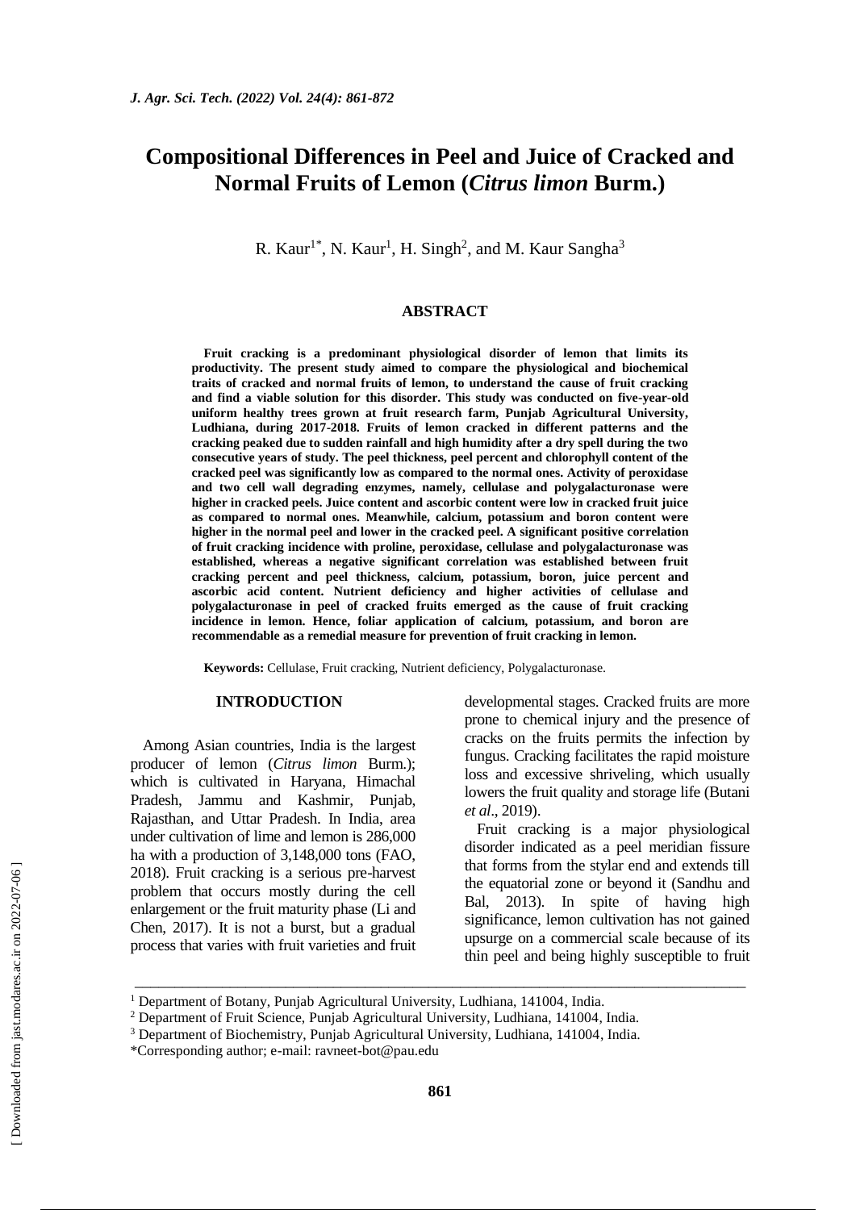# Compositional Differences in Peel and Juice of Cracked and Normal Fruits of Lemon (*Citrus limon* Burm.)

R. Kaur[1*], N. Kaur[1], H. Singh[2], and M. Kaur Sangha[3]

## ABSTRACT

**Fruit cracking is a predominant physiological disorder of lemon that limits its productivity. The present study aimed to compare the physiological and biochemical traits of cracked and normal fruits of lemon, to understand the cause of fruit cracking and find a viable solution for this disorder. This study was conducted on five-year-old uniform healthy trees grown at fruit research farm, Punjab Agricultural University, Ludhiana, during 2017-2018. Fruits of lemon cracked in different patterns and the cracking peaked due to sudden rainfall and high humidity after a dry spell during the two consecutive years of study. The peel thickness, peel percent and chlorophyll content of the cracked peel was significantly low as compared to the normal ones. Activity of peroxidase and two cell wall degrading enzymes, namely, cellulase and polygalacturonase were higher in cracked peels. Juice content and ascorbic content were low in cracked fruit juice as compared to normal ones. Meanwhile, calcium, potassium and boron content were higher in the normal peel and lower in the cracked peel. A significant positive correlation of fruit cracking incidence with proline, peroxidase, cellulase and polygalacturonase was established, whereas a negative significant correlation was established between fruit cracking percent and peel thickness, calcium, potassium, boron, juice percent and ascorbic acid content. Nutrient deficiency and higher activities of cellulase and polygalacturonase in peel of cracked fruits emerged as the cause of fruit cracking incidence in lemon. Hence, foliar application of calcium, potassium, and boron are recommendable as a remedial measure for prevention of fruit cracking in lemon.**

**Keywords:** Cellulase, Fruit cracking, Nutrient deficiency, Polygalacturonase.

## INTRODUCTION

Among Asian countries, India is the largest producer of lemon (*Citrus limon* Burm.); which is cultivated in Haryana, Himachal Pradesh, Jammu and Kashmir, Punjab, Rajasthan, and Uttar Pradesh. In India, area under cultivation of lime and lemon is 286,000 ha with a production of 3,148,000 tons (FAO, 2018). Fruit cracking is a serious pre-harvest problem that occurs mostly during the cell enlargement or the fruit maturity phase (Li and Chen, 2017). It is not a burst, but a gradual process that varies with fruit varieties and fruit developmental stages. Cracked fruits are more prone to chemical injury and the presence of cracks on the fruits permits the infection by fungus. Cracking facilitates the rapid moisture loss and excessive shriveling, which usually lowers the fruit quality and storage life (Butani *et al*., 2019).

Fruit cracking is a major physiological disorder indicated as a peel meridian fissure that forms from the stylar end and extends till the equatorial zone or beyond it (Sandhu and Bal, 2013). In spite of having high significance, lemon cultivation has not gained upsurge on a commercial scale because of its thin peel and being highly susceptible to fruit

---

[1] Department of Botany, Punjab Agricultural University, Ludhiana, 141004, India.

[2] Department of Fruit Science, Punjab Agricultural University, Ludhiana, 141004, India.

[3] Department of Biochemistry, Punjab Agricultural University, Ludhiana, 141004, India.

*Corresponding author; e-mail: ravneet-bot@pau.edu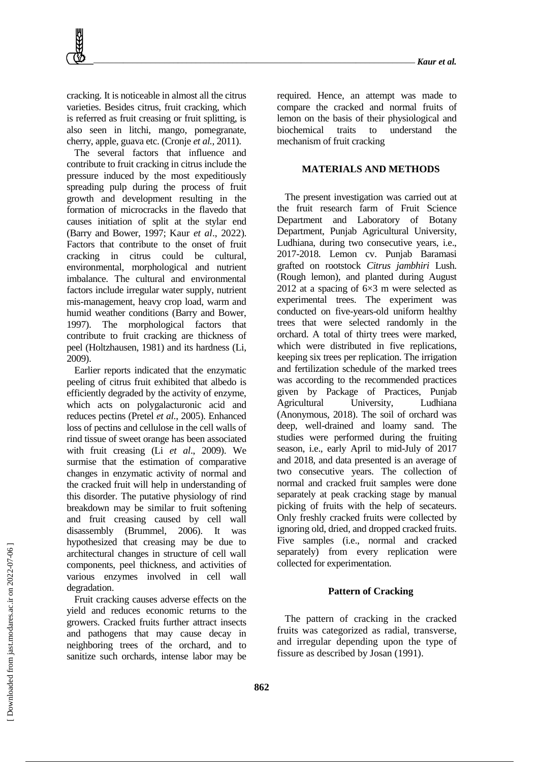cracking. It is noticeable in almost all the citrus varieties. Besides citrus, fruit cracking, which is referred as fruit creasing or fruit splitting, is also seen in litchi, mango, pomegranate, cherry, apple, guava etc. (Cronje *et al.,* 2011).

The several factors that influence and contribute to fruit cracking in citrus include the pressure induced by the most expeditiously spreading pulp during the process of fruit growth and development resulting in the formation of microcracks in the flavedo that causes initiation of split at the stylar end (Barry and Bower, 1997; Kaur *et al*., 2022). Factors that contribute to the onset of fruit cracking in citrus could be cultural, environmental, morphological and nutrient imbalance. The cultural and environmental factors include irregular water supply, nutrient mis-management, heavy crop load, warm and humid weather conditions (Barry and Bower, 1997). The morphological factors that contribute to fruit cracking are thickness of peel (Holtzhausen, 1981) and its hardness (Li, 2009).

Earlier reports indicated that the enzymatic peeling of citrus fruit exhibited that albedo is efficiently degraded by the activity of enzyme, which acts on polygalacturonic acid and reduces pectins (Pretel *et al*., 2005). Enhanced loss of pectins and cellulose in the cell walls of rind tissue of sweet orange has been associated with fruit creasing (Li *et al*., 2009). We surmise that the estimation of comparative changes in enzymatic activity of normal and the cracked fruit will help in understanding of this disorder. The putative physiology of rind breakdown may be similar to fruit softening and fruit creasing caused by cell wall disassembly (Brummel, 2006). It was hypothesized that creasing may be due to architectural changes in structure of cell wall components, peel thickness, and activities of various enzymes involved in cell wall degradation.

Fruit cracking causes adverse effects on the yield and reduces economic returns to the growers. Cracked fruits further attract insects and pathogens that may cause decay in neighboring trees of the orchard, and to sanitize such orchards, intense labor may be required. Hence, an attempt was made to compare the cracked and normal fruits of lemon on the basis of their physiological and biochemical traits to understand the mechanism of fruit cracking

## MATERIALS AND METHODS

The present investigation was carried out at the fruit research farm of Fruit Science Department and Laboratory of Botany Department, Punjab Agricultural University, Ludhiana, during two consecutive years, i.e., 2017-2018. Lemon cv. Punjab Baramasi grafted on rootstock *Citrus jambhiri* Lush. (Rough lemon), and planted during August 2012 at a spacing of 6×3 m were selected as experimental trees. The experiment was conducted on five-years-old uniform healthy trees that were selected randomly in the orchard. A total of thirty trees were marked, which were distributed in five replications, keeping six trees per replication. The irrigation and fertilization schedule of the marked trees was according to the recommended practices given by Package of Practices, Punjab Agricultural University, Ludhiana (Anonymous, 2018). The soil of orchard was deep, well-drained and loamy sand. The studies were performed during the fruiting season, i.e., early April to mid-July of 2017 and 2018, and data presented is an average of two consecutive years. The collection of normal and cracked fruit samples were done separately at peak cracking stage by manual picking of fruits with the help of secateurs. Only freshly cracked fruits were collected by ignoring old, dried, and dropped cracked fruits. Five samples (i.e., normal and cracked separately) from every replication were collected for experimentation.

### Pattern of Cracking

The pattern of cracking in the cracked fruits was categorized as radial, transverse, and irregular depending upon the type of fissure as described by Josan (1991).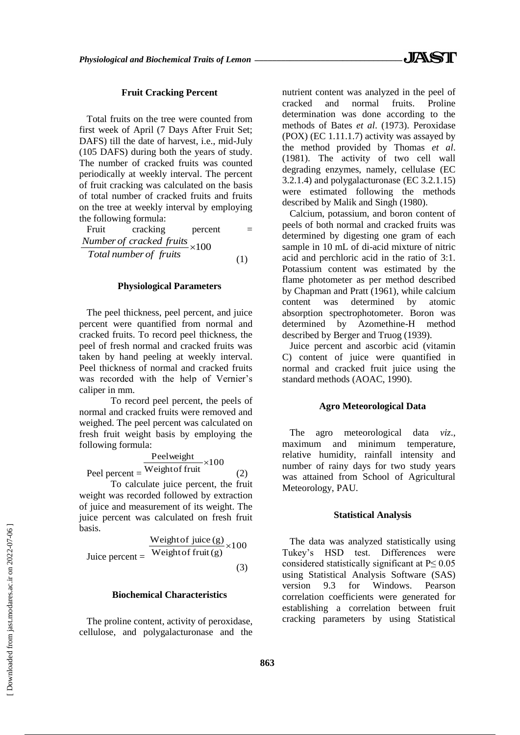### Fruit Cracking Percent

Total fruits on the tree were counted from first week of April (7 Days After Fruit Set; DAFS) till the date of harvest, i.e., mid-July (105 DAFS) during both the years of study. The number of cracked fruits was counted periodically at weekly interval. The percent of fruit cracking was calculated on the basis of total number of cracked fruits and fruits on the tree at weekly interval by employing the following formula:

$$\text{Fruit cracking percent} = \frac{\textit{Number of cracked fruits}}{\textit{Total number of fruits}} \times 100 \quad (1)$$

### Physiological Parameters

The peel thickness, peel percent, and juice percent were quantified from normal and cracked fruits. To record peel thickness, the peel of fresh normal and cracked fruits was taken by hand peeling at weekly interval. Peel thickness of normal and cracked fruits was recorded with the help of Vernier's caliper in mm.

To record peel percent, the peels of normal and cracked fruits were removed and weighed. The peel percent was calculated on fresh fruit weight basis by employing the following formula:

$$\text{Peel percent} = \frac{\text{Peel weight}}{\text{Weight of fruit}} \times 100 \quad (2)$$

To calculate juice percent, the fruit weight was recorded followed by extraction of juice and measurement of its weight. The juice percent was calculated on fresh fruit basis.

$$\text{Juice percent} = \frac{\text{Weight of juice (g)}}{\text{Weight of fruit (g)}} \times 100 \quad (3)$$

### Biochemical Characteristics

The proline content, activity of peroxidase, cellulose, and polygalacturonase and the nutrient content was analyzed in the peel of cracked and normal fruits. Proline determination was done according to the methods of Bates *et al*. (1973). Peroxidase (POX) (EC 1.11.1.7) activity was assayed by the method provided by Thomas *et al*. (1981). The activity of two cell wall degrading enzymes, namely, cellulase (EC 3.2.1.4) and polygalacturonase (EC 3.2.1.15) were estimated following the methods described by Malik and Singh (1980).

Calcium, potassium, and boron content of peels of both normal and cracked fruits was determined by digesting one gram of each sample in 10 mL of di-acid mixture of nitric acid and perchloric acid in the ratio of 3:1. Potassium content was estimated by the flame photometer as per method described by Chapman and Pratt (1961), while calcium content was determined by atomic absorption spectrophotometer. Boron was determined by Azomethine-H method described by Berger and Truog (1939).

Juice percent and ascorbic acid (vitamin C) content of juice were quantified in normal and cracked fruit juice using the standard methods (AOAC, 1990).

### Agro Meteorological Data

The agro meteorological data *viz*., maximum and minimum temperature, relative humidity, rainfall intensity and number of rainy days for two study years was attained from School of Agricultural Meteorology, PAU.

### Statistical Analysis

The data was analyzed statistically using Tukey's HSD test. Differences were considered statistically significant at $P \leq 0.05$ using Statistical Analysis Software (SAS) version 9.3 for Windows. Pearson correlation coefficients were generated for establishing a correlation between fruit cracking parameters by using Statistical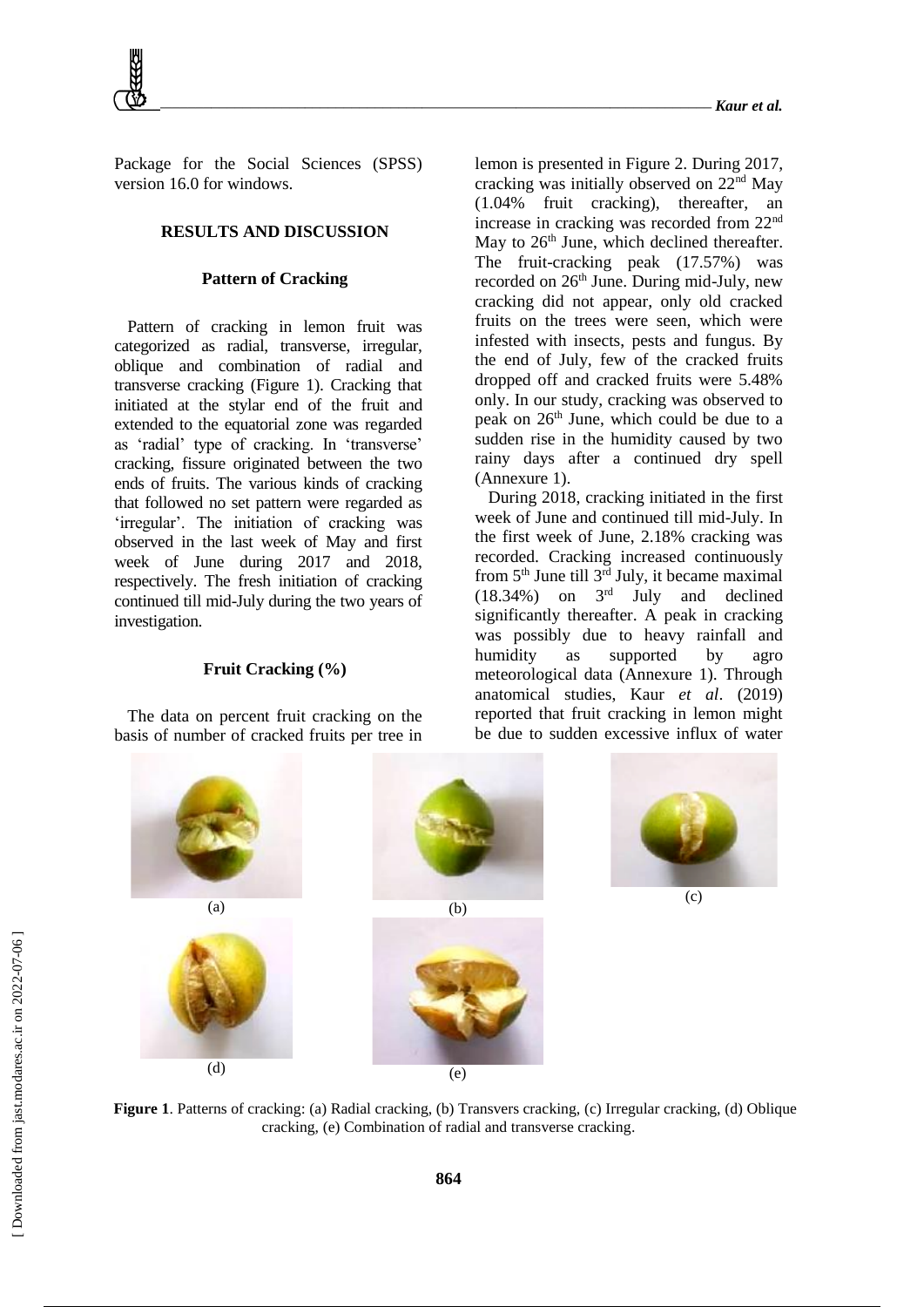Package for the Social Sciences (SPSS) version 16.0 for windows.

## RESULTS AND DISCUSSION

### Pattern of Cracking

Pattern of cracking in lemon fruit was categorized as radial, transverse, irregular, oblique and combination of radial and transverse cracking (Figure 1). Cracking that initiated at the stylar end of the fruit and extended to the equatorial zone was regarded as 'radial' type of cracking. In 'transverse' cracking, fissure originated between the two ends of fruits. The various kinds of cracking that followed no set pattern were regarded as 'irregular'. The initiation of cracking was observed in the last week of May and first week of June during 2017 and 2018, respectively. The fresh initiation of cracking continued till mid-July during the two years of investigation.

### Fruit Cracking (%)

The data on percent fruit cracking on the basis of number of cracked fruits per tree in lemon is presented in Figure 2. During 2017, cracking was initially observed on 22nd May (1.04% fruit cracking), thereafter, an increase in cracking was recorded from 22nd May to 26th June, which declined thereafter. The fruit-cracking peak (17.57%) was recorded on 26th June. During mid-July, new cracking did not appear, only old cracked fruits on the trees were seen, which were infested with insects, pests and fungus. By the end of July, few of the cracked fruits dropped off and cracked fruits were 5.48% only. In our study, cracking was observed to peak on 26th June, which could be due to a sudden rise in the humidity caused by two rainy days after a continued dry spell (Annexure 1).

During 2018, cracking initiated in the first week of June and continued till mid-July. In the first week of June, 2.18% cracking was recorded. Cracking increased continuously from 5th June till 3rd July, it became maximal (18.34%) on 3rd July and declined significantly thereafter. A peak in cracking was possibly due to heavy rainfall and humidity as supported by agro meteorological data (Annexure 1). Through anatomical studies, Kaur *et al*. (2019) reported that fruit cracking in lemon might be due to sudden excessive influx of water

**Figure 1**. Patterns of cracking: (a) Radial cracking, (b) Transvers cracking, (c) Irregular cracking, (d) Oblique cracking, (e) Combination of radial and transverse cracking.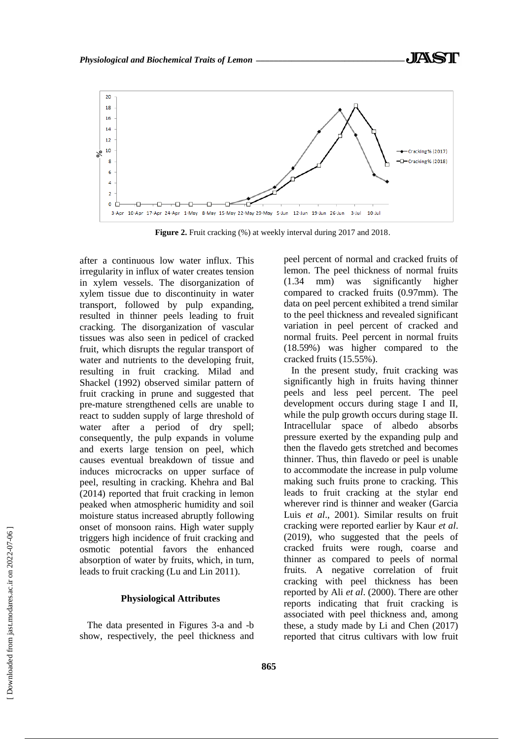**Figure 2.** Fruit cracking (%) at weekly interval during 2017 and 2018.

after a continuous low water influx. This irregularity in influx of water creates tension in xylem vessels. The disorganization of xylem tissue due to discontinuity in water transport, followed by pulp expanding, resulted in thinner peels leading to fruit cracking. The disorganization of vascular tissues was also seen in pedicel of cracked fruit, which disrupts the regular transport of water and nutrients to the developing fruit, resulting in fruit cracking. Milad and Shackel (1992) observed similar pattern of fruit cracking in prune and suggested that pre-mature strengthened cells are unable to react to sudden supply of large threshold of water after a period of dry spell; consequently, the pulp expands in volume and exerts large tension on peel, which causes eventual breakdown of tissue and induces microcracks on upper surface of peel, resulting in cracking. Khehra and Bal (2014) reported that fruit cracking in lemon peaked when atmospheric humidity and soil moisture status increased abruptly following onset of monsoon rains. High water supply triggers high incidence of fruit cracking and osmotic potential favors the enhanced absorption of water by fruits, which, in turn, leads to fruit cracking (Lu and Lin 2011).

### Physiological Attributes

The data presented in Figures 3-a and -b show, respectively, the peel thickness and peel percent of normal and cracked fruits of lemon. The peel thickness of normal fruits (1.34 mm) was significantly higher compared to cracked fruits (0.97mm). The data on peel percent exhibited a trend similar to the peel thickness and revealed significant variation in peel percent of cracked and normal fruits. Peel percent in normal fruits (18.59%) was higher compared to the cracked fruits (15.55%).

In the present study, fruit cracking was significantly high in fruits having thinner peels and less peel percent. The peel development occurs during stage I and II, while the pulp growth occurs during stage II. Intracellular space of albedo absorbs pressure exerted by the expanding pulp and then the flavedo gets stretched and becomes thinner. Thus, thin flavedo or peel is unable to accommodate the increase in pulp volume making such fruits prone to cracking. This leads to fruit cracking at the stylar end wherever rind is thinner and weaker (Garcia Luis *et al*., 2001). Similar results on fruit cracking were reported earlier by Kaur *et al*. (2019), who suggested that the peels of cracked fruits were rough, coarse and thinner as compared to peels of normal fruits. A negative correlation of fruit cracking with peel thickness has been reported by Ali *et al*. (2000). There are other reports indicating that fruit cracking is associated with peel thickness and, among these, a study made by Li and Chen (2017) reported that citrus cultivars with low fruit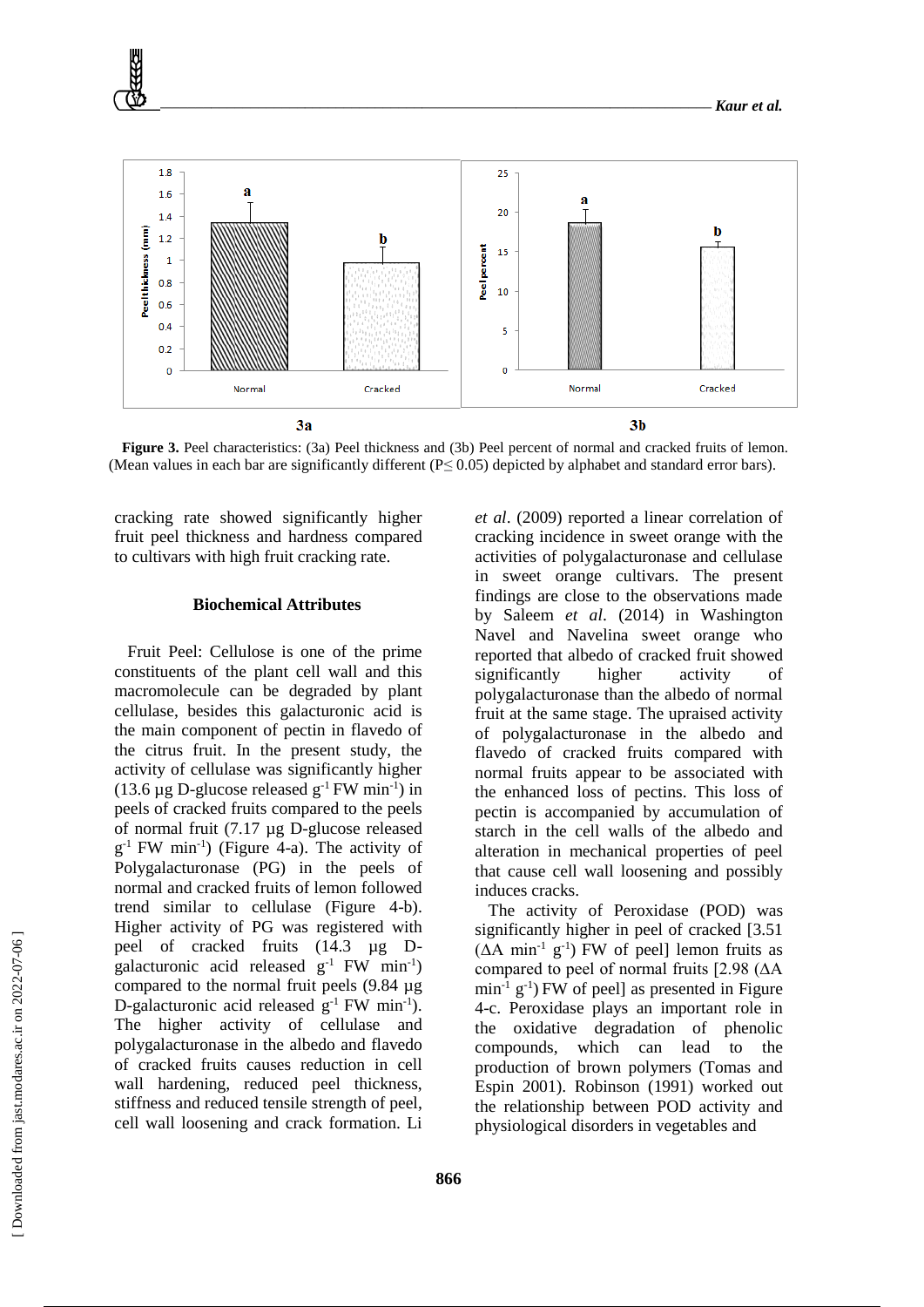**Figure 3.** Peel characteristics: (3a) Peel thickness and (3b) Peel percent of normal and cracked fruits of lemon. (Mean values in each bar are significantly different (P≤ 0.05) depicted by alphabet and standard error bars).

cracking rate showed significantly higher fruit peel thickness and hardness compared to cultivars with high fruit cracking rate.

### Biochemical Attributes

Fruit Peel: Cellulose is one of the prime constituents of the plant cell wall and this macromolecule can be degraded by plant cellulase, besides this galacturonic acid is the main component of pectin in flavedo of the citrus fruit. In the present study, the activity of cellulase was significantly higher (13.6 µg D-glucose released $g^{-1}$ FW $min^{-1}$) in peels of cracked fruits compared to the peels of normal fruit (7.17 µg D-glucose released $g^{-1}$ FW $min^{-1}$) (Figure 4-a). The activity of Polygalacturonase (PG) in the peels of normal and cracked fruits of lemon followed trend similar to cellulase (Figure 4-b). Higher activity of PG was registered with peel of cracked fruits (14.3 µg D-galacturonic acid released $g^{-1}$ FW $min^{-1}$) compared to the normal fruit peels (9.84 µg D-galacturonic acid released $g^{-1}$ FW $min^{-1}$). The higher activity of cellulase and polygalacturonase in the albedo and flavedo of cracked fruits causes reduction in cell wall hardening, reduced peel thickness, stiffness and reduced tensile strength of peel, cell wall loosening and crack formation. Li *et al*. (2009) reported a linear correlation of cracking incidence in sweet orange with the activities of polygalacturonase and cellulase in sweet orange cultivars. The present findings are close to the observations made by Saleem *et al*. (2014) in Washington Navel and Navelina sweet orange who reported that albedo of cracked fruit showed significantly higher activity of polygalacturonase than the albedo of normal fruit at the same stage. The upraised activity of polygalacturonase in the albedo and flavedo of cracked fruits compared with normal fruits appear to be associated with the enhanced loss of pectins. This loss of pectin is accompanied by accumulation of starch in the cell walls of the albedo and alteration in mechanical properties of peel that cause cell wall loosening and possibly induces cracks.

The activity of Peroxidase (POD) was significantly higher in peel of cracked [3.51 (ΔA $min^{-1}$ $g^{-1}$) FW of peel] lemon fruits as compared to peel of normal fruits [2.98 (ΔA $min^{-1}$ $g^{-1}$) FW of peel] as presented in Figure 4-c. Peroxidase plays an important role in the oxidative degradation of phenolic compounds, which can lead to the production of brown polymers (Tomas and Espin 2001). Robinson (1991) worked out the relationship between POD activity and physiological disorders in vegetables and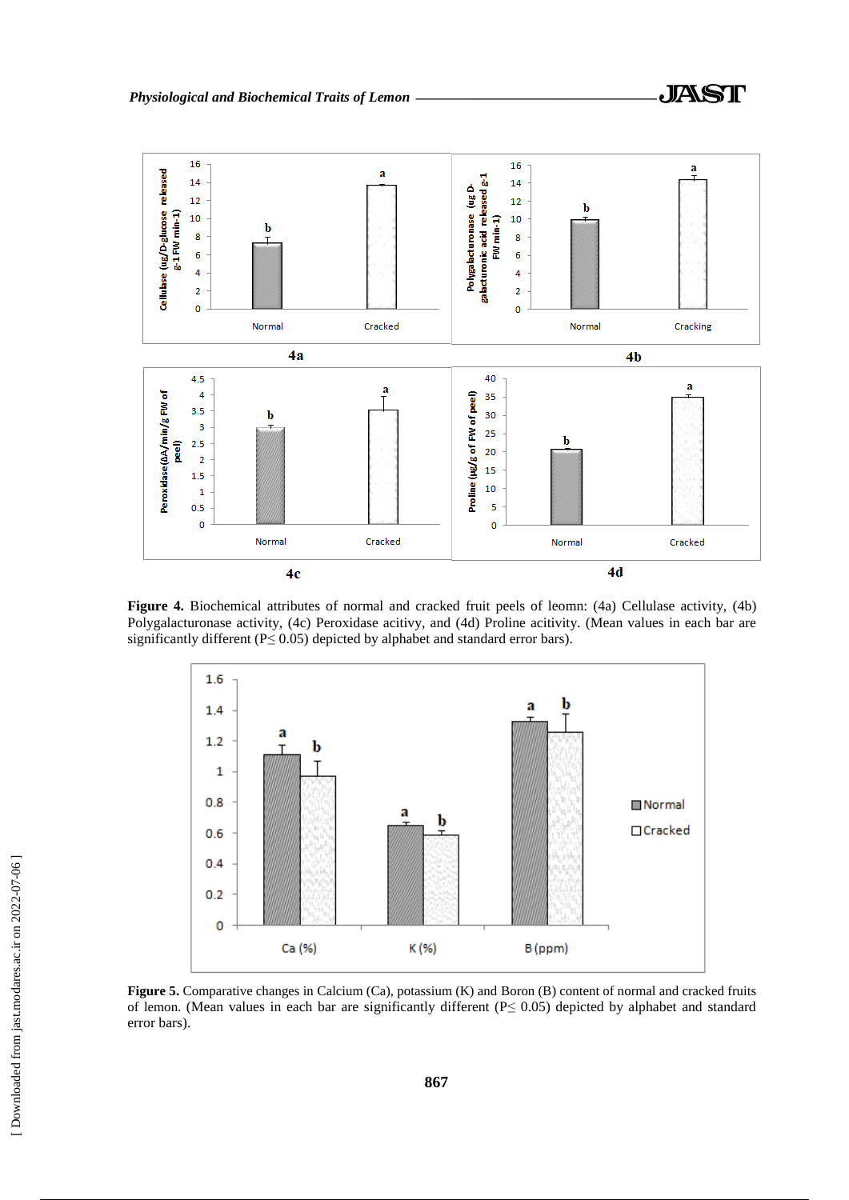**Figure 4.** Biochemical attributes of normal and cracked fruit peels of leomn: (4a) Cellulase activity, (4b) Polygalacturonase activity, (4c) Peroxidase acitivy, and (4d) Proline acitivity. (Mean values in each bar are significantly different (P≤ 0.05) depicted by alphabet and standard error bars).

**Figure 5.** Comparative changes in Calcium (Ca), potassium (K) and Boron (B) content of normal and cracked fruits of lemon. (Mean values in each bar are significantly different (P≤ 0.05) depicted by alphabet and standard error bars).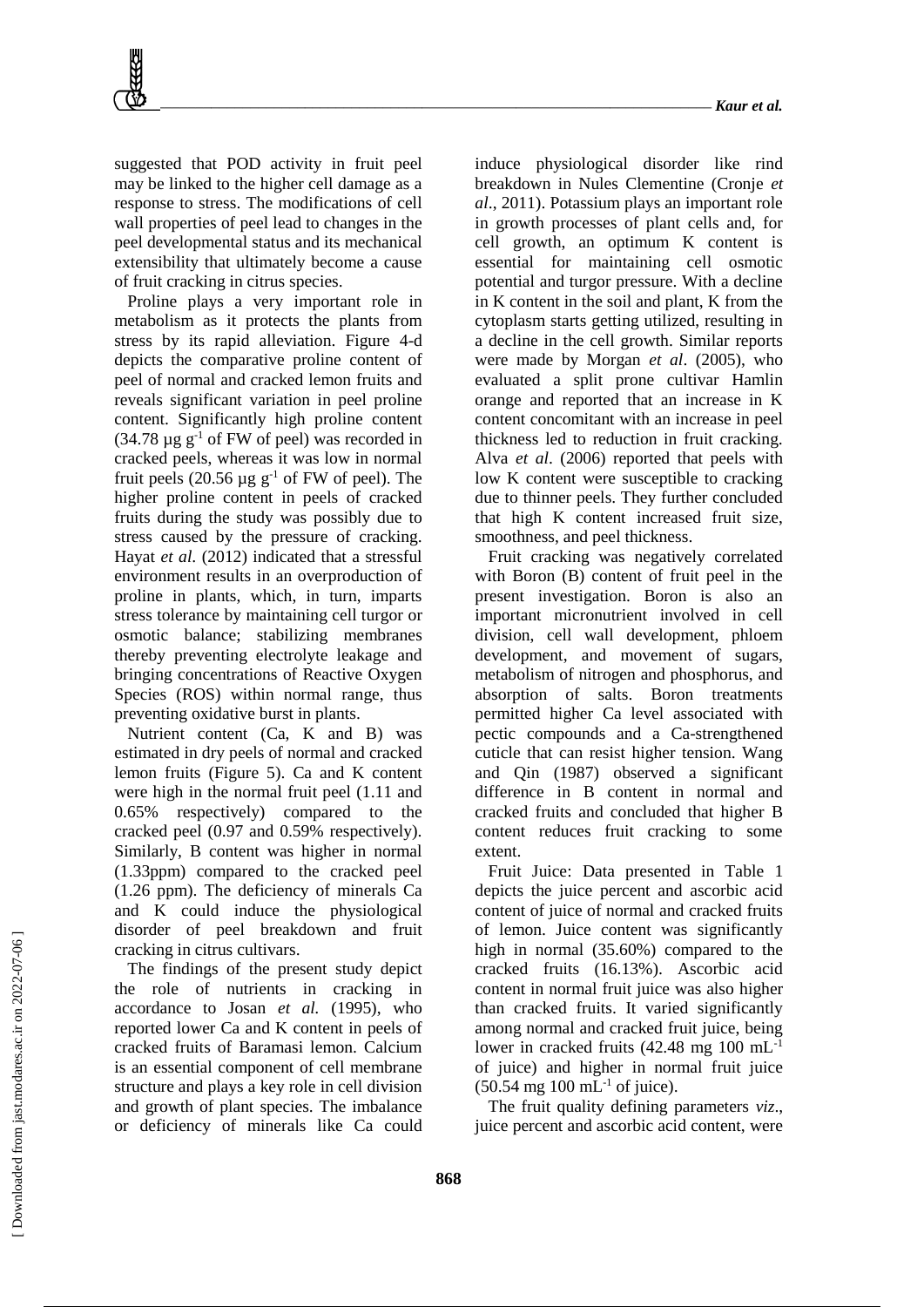suggested that POD activity in fruit peel may be linked to the higher cell damage as a response to stress. The modifications of cell wall properties of peel lead to changes in the peel developmental status and its mechanical extensibility that ultimately become a cause of fruit cracking in citrus species.

Proline plays a very important role in metabolism as it protects the plants from stress by its rapid alleviation. Figure 4-d depicts the comparative proline content of peel of normal and cracked lemon fruits and reveals significant variation in peel proline content. Significantly high proline content (34.78 µg $g^{-1}$ of FW of peel) was recorded in cracked peels, whereas it was low in normal fruit peels (20.56 µg $g^{-1}$ of FW of peel). The higher proline content in peels of cracked fruits during the study was possibly due to stress caused by the pressure of cracking. Hayat *et al.* (2012) indicated that a stressful environment results in an overproduction of proline in plants, which, in turn, imparts stress tolerance by maintaining cell turgor or osmotic balance; stabilizing membranes thereby preventing electrolyte leakage and bringing concentrations of Reactive Oxygen Species (ROS) within normal range, thus preventing oxidative burst in plants.

Nutrient content (Ca, K and B) was estimated in dry peels of normal and cracked lemon fruits (Figure 5). Ca and K content were high in the normal fruit peel (1.11 and 0.65% respectively) compared to the cracked peel (0.97 and 0.59% respectively). Similarly, B content was higher in normal (1.33ppm) compared to the cracked peel (1.26 ppm). The deficiency of minerals Ca and K could induce the physiological disorder of peel breakdown and fruit cracking in citrus cultivars.

The findings of the present study depict the role of nutrients in cracking in accordance to Josan *et al.* (1995), who reported lower Ca and K content in peels of cracked fruits of Baramasi lemon. Calcium is an essential component of cell membrane structure and plays a key role in cell division and growth of plant species. The imbalance or deficiency of minerals like Ca could induce physiological disorder like rind breakdown in Nules Clementine (Cronje *et al*., 2011). Potassium plays an important role in growth processes of plant cells and, for cell growth, an optimum K content is essential for maintaining cell osmotic potential and turgor pressure. With a decline in K content in the soil and plant, K from the cytoplasm starts getting utilized, resulting in a decline in the cell growth. Similar reports were made by Morgan *et al*. (2005), who evaluated a split prone cultivar Hamlin orange and reported that an increase in K content concomitant with an increase in peel thickness led to reduction in fruit cracking. Alva *et al*. (2006) reported that peels with low K content were susceptible to cracking due to thinner peels. They further concluded that high K content increased fruit size, smoothness, and peel thickness.

Fruit cracking was negatively correlated with Boron (B) content of fruit peel in the present investigation. Boron is also an important micronutrient involved in cell division, cell wall development, phloem development, and movement of sugars, metabolism of nitrogen and phosphorus, and absorption of salts. Boron treatments permitted higher Ca level associated with pectic compounds and a Ca-strengthened cuticle that can resist higher tension. Wang and Qin (1987) observed a significant difference in B content in normal and cracked fruits and concluded that higher B content reduces fruit cracking to some extent.

Fruit Juice: Data presented in Table 1 depicts the juice percent and ascorbic acid content of juice of normal and cracked fruits of lemon. Juice content was significantly high in normal (35.60%) compared to the cracked fruits (16.13%). Ascorbic acid content in normal fruit juice was also higher than cracked fruits. It varied significantly among normal and cracked fruit juice, being lower in cracked fruits (42.48 mg 100 $mL^{-1}$ of juice) and higher in normal fruit juice (50.54 mg 100 $mL^{-1}$ of juice).

The fruit quality defining parameters *viz*., juice percent and ascorbic acid content, were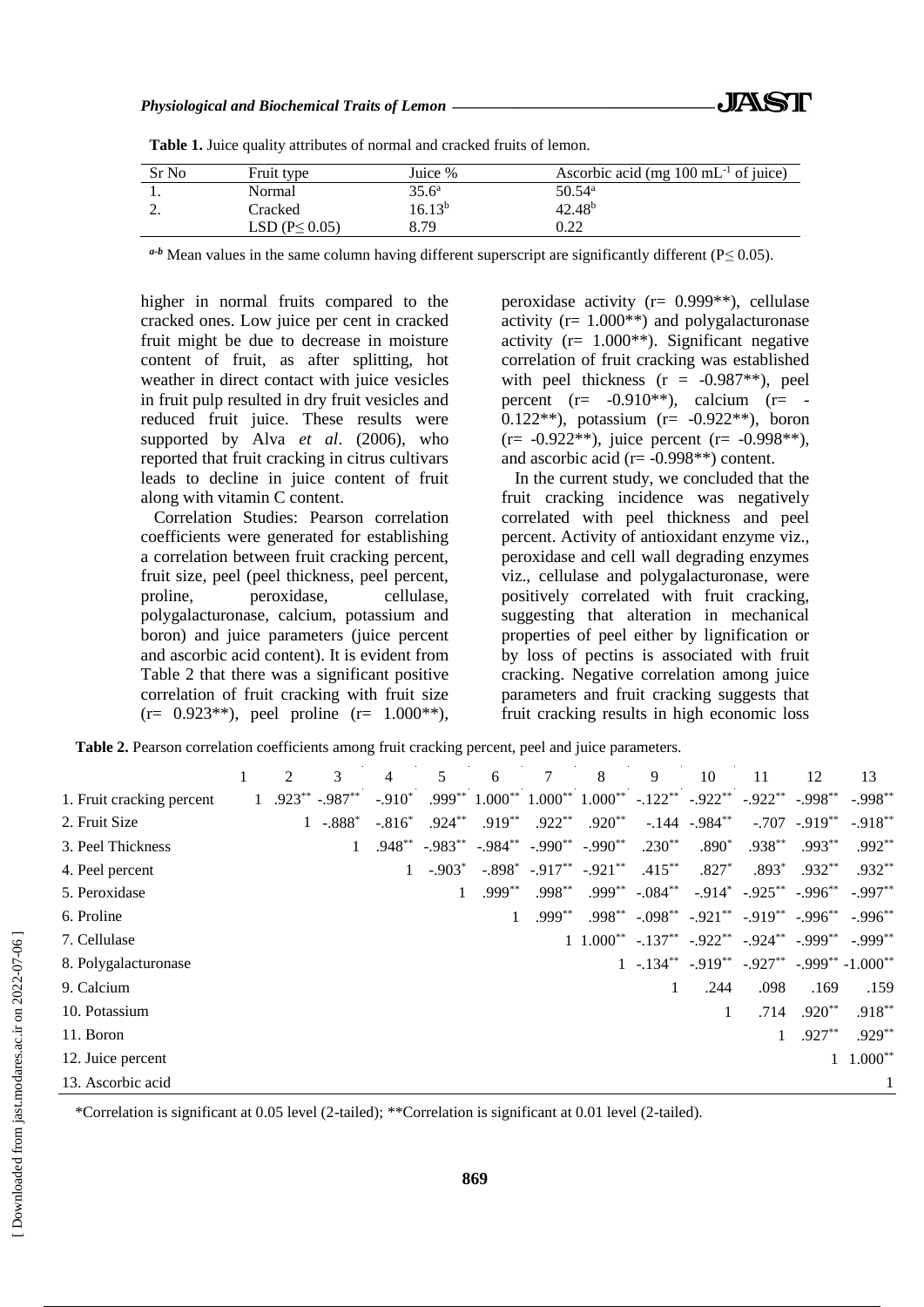**Table 1.** Juice quality attributes of normal and cracked fruits of lemon.

| Sr No | Fruit type | Juice % | Ascorbic acid (mg 100 mL$^{-1}$ of juice) |
|---|---|---|---|
| 1. | Normal | 35.6[a] | 50.54[a] |
| 2. | Cracked | 16.13[b] | 42.48[b] |
| | LSD (P≤ 0.05) | 8.79 | 0.22 |

[a-b] Mean values in the same column having different superscript are significantly different (P≤ 0.05).

higher in normal fruits compared to the cracked ones. Low juice per cent in cracked fruit might be due to decrease in moisture content of fruit, as after splitting, hot weather in direct contact with juice vesicles in fruit pulp resulted in dry fruit vesicles and reduced fruit juice. These results were supported by Alva *et al*. (2006), who reported that fruit cracking in citrus cultivars leads to decline in juice content of fruit along with vitamin C content.

Correlation Studies: Pearson correlation coefficients were generated for establishing a correlation between fruit cracking percent, fruit size, peel (peel thickness, peel percent, proline, peroxidase, cellulase, polygalacturonase, calcium, potassium and boron) and juice parameters (juice percent and ascorbic acid content). It is evident from Table 2 that there was a significant positive correlation of fruit cracking with fruit size (r= 0.923**), peel proline (r= 1.000**), peroxidase activity (r= 0.999**), cellulase activity (r= 1.000**) and polygalacturonase activity (r= 1.000**). Significant negative correlation of fruit cracking was established with peel thickness (r = -0.987**), peel percent (r= -0.910**), calcium (r= -0.122**), potassium (r= -0.922**), boron (r= -0.922**), juice percent (r= -0.998**), and ascorbic acid (r= -0.998**) content.

In the current study, we concluded that the fruit cracking incidence was negatively correlated with peel thickness and peel percent. Activity of antioxidant enzyme viz., peroxidase and cell wall degrading enzymes viz., cellulase and polygalacturonase, were positively correlated with fruit cracking, suggesting that alteration in mechanical properties of peel either by lignification or by loss of pectins is associated with fruit cracking. Negative correlation among juice parameters and fruit cracking suggests that fruit cracking results in high economic loss

**Table 2.** Pearson correlation coefficients among fruit cracking percent, peel and juice parameters.

| | 1 | 2 | 3 | 4 | 5 | 6 | 7 | 8 | 9 | 10 | 11 | 12 | 13 |
|---|---|---|---|---|---|---|---|---|---|---|---|---|---|
| 1. Fruit cracking percent | 1 | .923** | -.987** | -.910* | .999** | 1.000** | 1.000** | 1.000** | -.122** | -.922** | -.922** | -.998** | -.998** |
| 2. Fruit Size | | 1 | -.888* | -.816* | .924** | .919** | .922** | .920** | -.144 | -.984** | -.707 | -.919** | -.918** |
| 3. Peel Thickness | | | 1 | .948** | -.983** | -.984** | -.990** | -.990** | .230** | .890* | .938** | .993** | .992** |
| 4. Peel percent | | | | 1 | -.903* | -.898* | -.917** | -.921** | .415** | .827* | .893* | .932** | .932** |
| 5. Peroxidase | | | | | 1 | .999** | .998** | .999** | -.084** | -.914* | -.925** | -.996** | -.997** |
| 6. Proline | | | | | | 1 | .999** | .998** | -.098** | -.921** | -.919** | -.996** | -.996** |
| 7. Cellulase | | | | | | | 1 | 1.000** | -.137** | -.922** | -.924** | -.999** | -.999** |
| 8. Polygalacturonase | | | | | | | | 1 | -.134** | -.919** | -.927** | -.999** | -1.000** |
| 9. Calcium | | | | | | | | | 1 | .244 | .098 | .169 | .159 |
| 10. Potassium | | | | | | | | | | 1 | .714 | .920** | .918** |
| 11. Boron | | | | | | | | | | | 1 | .927** | .929** |
| 12. Juice percent | | | | | | | | | | | | 1 | 1.000** |
| 13. Ascorbic acid | | | | | | | | | | | | | 1 |

*Correlation is significant at 0.05 level (2-tailed); **Correlation is significant at 0.01 level (2-tailed).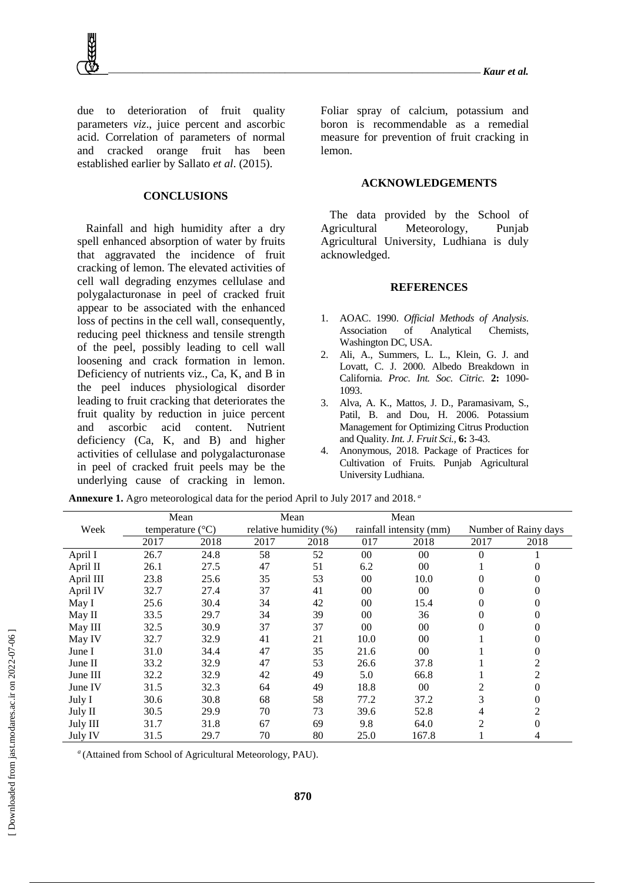due to deterioration of fruit quality parameters *viz*., juice percent and ascorbic acid. Correlation of parameters of normal and cracked orange fruit has been established earlier by Sallato *et al*. (2015).

## CONCLUSIONS

Rainfall and high humidity after a dry spell enhanced absorption of water by fruits that aggravated the incidence of fruit cracking of lemon. The elevated activities of cell wall degrading enzymes cellulase and polygalacturonase in peel of cracked fruit appear to be associated with the enhanced loss of pectins in the cell wall, consequently, reducing peel thickness and tensile strength of the peel, possibly leading to cell wall loosening and crack formation in lemon. Deficiency of nutrients viz., Ca, K, and B in the peel induces physiological disorder leading to fruit cracking that deteriorates the fruit quality by reduction in juice percent and ascorbic acid content. Nutrient deficiency (Ca, K, and B) and higher activities of cellulase and polygalacturonase in peel of cracked fruit peels may be the underlying cause of cracking in lemon. Foliar spray of calcium, potassium and boron is recommendable as a remedial measure for prevention of fruit cracking in lemon.

## ACKNOWLEDGEMENTS

The data provided by the School of Agricultural Meteorology, Punjab Agricultural University, Ludhiana is duly acknowledged.

## REFERENCES

1. AOAC. 1990. *Official Methods of Analysis*. Association of Analytical Chemists, Washington DC, USA.
2. Ali, A., Summers, L. L., Klein, G. J. and Lovatt, C. J. 2000. Albedo Breakdown in California. *Proc. Int. Soc. Citric.* **2:** 1090-1093.
3. Alva, A. K., Mattos, J. D., Paramasivam, S., Patil, B. and Dou, H. 2006. Potassium Management for Optimizing Citrus Production and Quality. *Int. J. Fruit Sci.,* **6:** 3-43.
4. Anonymous, 2018. Package of Practices for Cultivation of Fruits. Punjab Agricultural University Ludhiana.

**Annexure 1.** Agro meteorological data for the period April to July 2017 and 2018. [a]

| Week | Mean temperature (°C) | | Mean relative humidity (%) | | Mean rainfall intensity (mm) | | Number of Rainy days | |
|---|---|---|---|---|---|---|---|---|
| | 2017 | 2018 | 2017 | 2018 | 017 | 2018 | 2017 | 2018 |
| April I | 26.7 | 24.8 | 58 | 52 | 00 | 00 | 0 | 1 |
| April II | 26.1 | 27.5 | 47 | 51 | 6.2 | 00 | 1 | 0 |
| April III | 23.8 | 25.6 | 35 | 53 | 00 | 10.0 | 0 | 0 |
| April IV | 32.7 | 27.4 | 37 | 41 | 00 | 00 | 0 | 0 |
| May I | 25.6 | 30.4 | 34 | 42 | 00 | 15.4 | 0 | 0 |
| May II | 33.5 | 29.7 | 34 | 39 | 00 | 36 | 0 | 0 |
| May III | 32.5 | 30.9 | 37 | 37 | 00 | 00 | 0 | 0 |
| May IV | 32.7 | 32.9 | 41 | 21 | 10.0 | 00 | 1 | 0 |
| June I | 31.0 | 34.4 | 47 | 35 | 21.6 | 00 | 1 | 0 |
| June II | 33.2 | 32.9 | 47 | 53 | 26.6 | 37.8 | 1 | 2 |
| June III | 32.2 | 32.9 | 42 | 49 | 5.0 | 66.8 | 1 | 2 |
| June IV | 31.5 | 32.3 | 64 | 49 | 18.8 | 00 | 2 | 0 |
| July I | 30.6 | 30.8 | 68 | 58 | 77.2 | 37.2 | 3 | 0 |
| July II | 30.5 | 29.9 | 70 | 73 | 39.6 | 52.8 | 4 | 2 |
| July III | 31.7 | 31.8 | 67 | 69 | 9.8 | 64.0 | 2 | 0 |
| July IV | 31.5 | 29.7 | 70 | 80 | 25.0 | 167.8 | 1 | 4 |

[a] (Attained from School of Agricultural Meteorology, PAU).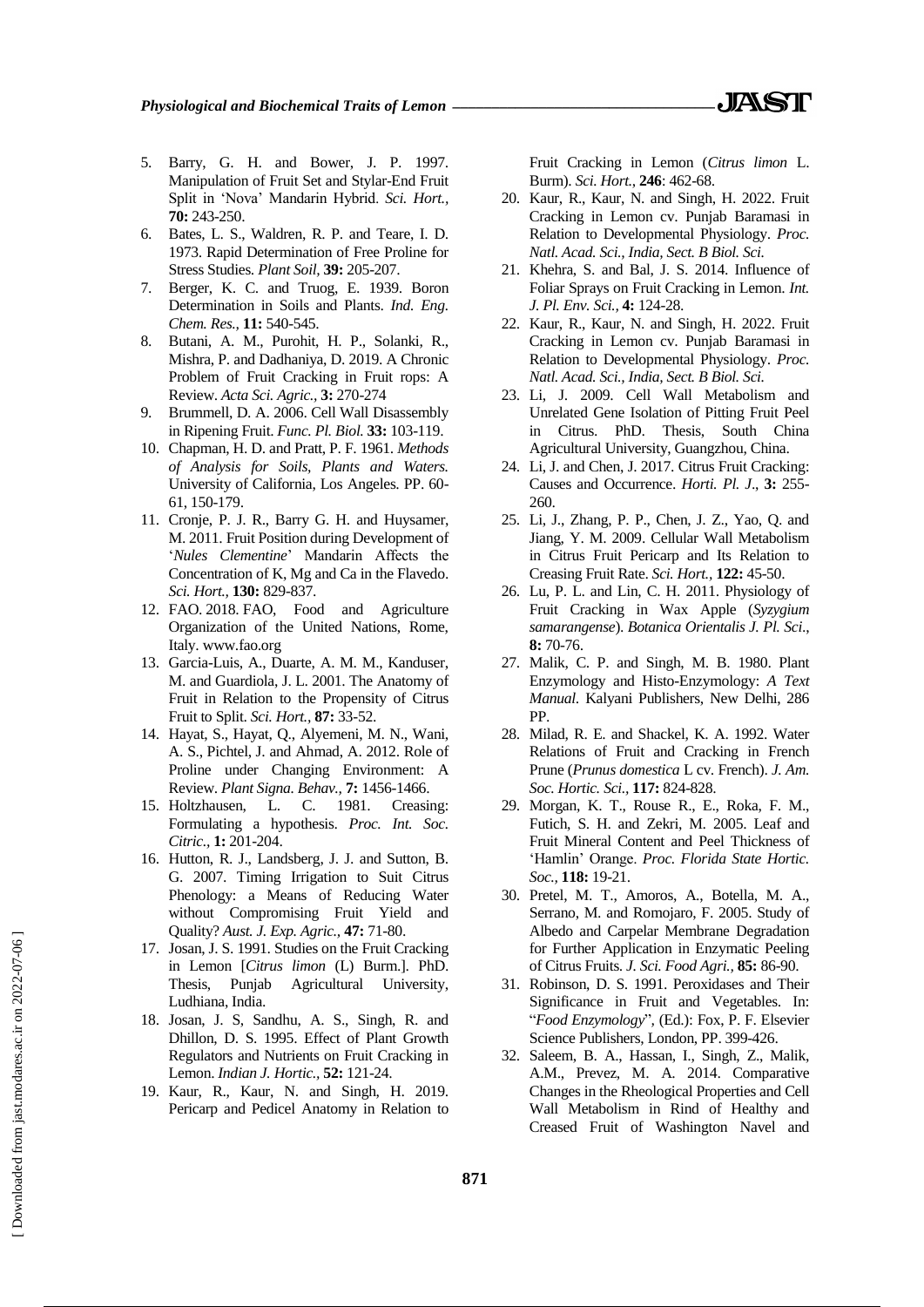5. Barry, G. H. and Bower, J. P. 1997. Manipulation of Fruit Set and Stylar-End Fruit Split in 'Nova' Mandarin Hybrid. *Sci. Hort.,* **70:** 243-250.
6. Bates, L. S., Waldren, R. P. and Teare, I. D. 1973. Rapid Determination of Free Proline for Stress Studies. *Plant Soil,* **39:** 205-207.
7. Berger, K. C. and Truog, E. 1939. Boron Determination in Soils and Plants. *Ind. Eng. Chem. Res.,* **11:** 540-545.
8. Butani, A. M., Purohit, H. P., Solanki, R., Mishra, P. and Dadhaniya, D. 2019. A Chronic Problem of Fruit Cracking in Fruit rops: A Review. *Acta Sci. Agric.,* **3:** 270-274
9. Brummell, D. A. 2006. Cell Wall Disassembly in Ripening Fruit. *Func. Pl. Biol.* **33:** 103-119.
10. Chapman, H. D. and Pratt, P. F. 1961. *Methods of Analysis for Soils, Plants and Waters.* University of California, Los Angeles. PP. 60-61, 150-179.
11. Cronje, P. J. R., Barry G. H. and Huysamer, M. 2011. Fruit Position during Development of '*Nules Clementine*' Mandarin Affects the Concentration of K, Mg and Ca in the Flavedo. *Sci. Hort.,* **130:** 829-837.
12. FAO. 2018. FAO, Food and Agriculture Organization of the United Nations, Rome, Italy. www.fao.org
13. Garcia-Luis, A., Duarte, A. M. M., Kanduser, M. and Guardiola, J. L. 2001. The Anatomy of Fruit in Relation to the Propensity of Citrus Fruit to Split. *Sci. Hort.,* **87:** 33-52.
14. Hayat, S., Hayat, Q., Alyemeni, M. N., Wani, A. S., Pichtel, J. and Ahmad, A. 2012. Role of Proline under Changing Environment: A Review. *Plant Signa. Behav.,* **7:** 1456-1466.
15. Holtzhausen, L. C. 1981. Creasing: Formulating a hypothesis. *Proc. Int. Soc. Citric.,* **1:** 201-204.
16. Hutton, R. J., Landsberg, J. J. and Sutton, B. G. 2007. Timing Irrigation to Suit Citrus Phenology: a Means of Reducing Water without Compromising Fruit Yield and Quality? *Aust. J. Exp. Agric.,* **47:** 71-80.
17. Josan, J. S. 1991. Studies on the Fruit Cracking in Lemon [*Citrus limon* (L) Burm.]. PhD. Thesis, Punjab Agricultural University, Ludhiana, India.
18. Josan, J. S, Sandhu, A. S., Singh, R. and Dhillon, D. S. 1995. Effect of Plant Growth Regulators and Nutrients on Fruit Cracking in Lemon. *Indian J. Hortic.,* **52:** 121-24.
19. Kaur, R., Kaur, N. and Singh, H. 2019. Pericarp and Pedicel Anatomy in Relation to Fruit Cracking in Lemon (*Citrus limon* L. Burm). *Sci. Hort.,* **246**: 462-68.
20. Kaur, R., Kaur, N. and Singh, H. 2022. Fruit Cracking in Lemon cv. Punjab Baramasi in Relation to Developmental Physiology. *Proc. Natl. Acad. Sci., India, Sect. B Biol. Sci.*
21. Khehra, S. and Bal, J. S. 2014. Influence of Foliar Sprays on Fruit Cracking in Lemon. *Int. J. Pl. Env. Sci.,* **4:** 124-28.
22. Kaur, R., Kaur, N. and Singh, H. 2022. Fruit Cracking in Lemon cv. Punjab Baramasi in Relation to Developmental Physiology. *Proc. Natl. Acad. Sci., India, Sect. B Biol. Sci.*
23. Li, J. 2009. Cell Wall Metabolism and Unrelated Gene Isolation of Pitting Fruit Peel in Citrus. PhD. Thesis, South China Agricultural University, Guangzhou, China.
24. Li, J. and Chen, J. 2017. Citrus Fruit Cracking: Causes and Occurrence. *Horti. Pl. J.,* **3:** 255-260.
25. Li, J., Zhang, P. P., Chen, J. Z., Yao, Q. and Jiang, Y. M. 2009. Cellular Wall Metabolism in Citrus Fruit Pericarp and Its Relation to Creasing Fruit Rate. *Sci. Hort.,* **122:** 45-50.
26. Lu, P. L. and Lin, C. H. 2011. Physiology of Fruit Cracking in Wax Apple (*Syzygium samarangense*). *Botanica Orientalis J. Pl. Sci.,* **8:** 70-76.
27. Malik, C. P. and Singh, M. B. 1980. Plant Enzymology and Histo-Enzymology: *A Text Manual*. Kalyani Publishers, New Delhi, 286 PP.
28. Milad, R. E. and Shackel, K. A. 1992. Water Relations of Fruit and Cracking in French Prune (*Prunus domestica* L cv. French). *J. Am. Soc. Hortic. Sci.,* **117:** 824-828.
29. Morgan, K. T., Rouse R., E., Roka, F. M., Futich, S. H. and Zekri, M. 2005. Leaf and Fruit Mineral Content and Peel Thickness of 'Hamlin' Orange. *Proc. Florida State Hortic. Soc.,* **118:** 19-21.
30. Pretel, M. T., Amoros, A., Botella, M. A., Serrano, M. and Romojaro, F. 2005. Study of Albedo and Carpelar Membrane Degradation for Further Application in Enzymatic Peeling of Citrus Fruits. *J. Sci. Food Agri.,* **85:** 86-90.
31. Robinson, D. S. 1991. Peroxidases and Their Significance in Fruit and Vegetables. In: "*Food Enzymology*", (Ed.): Fox, P. F. Elsevier Science Publishers, London, PP. 399-426.
32. Saleem, B. A., Hassan, I., Singh, Z., Malik, A.M., Prevez, M. A. 2014. Comparative Changes in the Rheological Properties and Cell Wall Metabolism in Rind of Healthy and Creased Fruit of Washington Navel and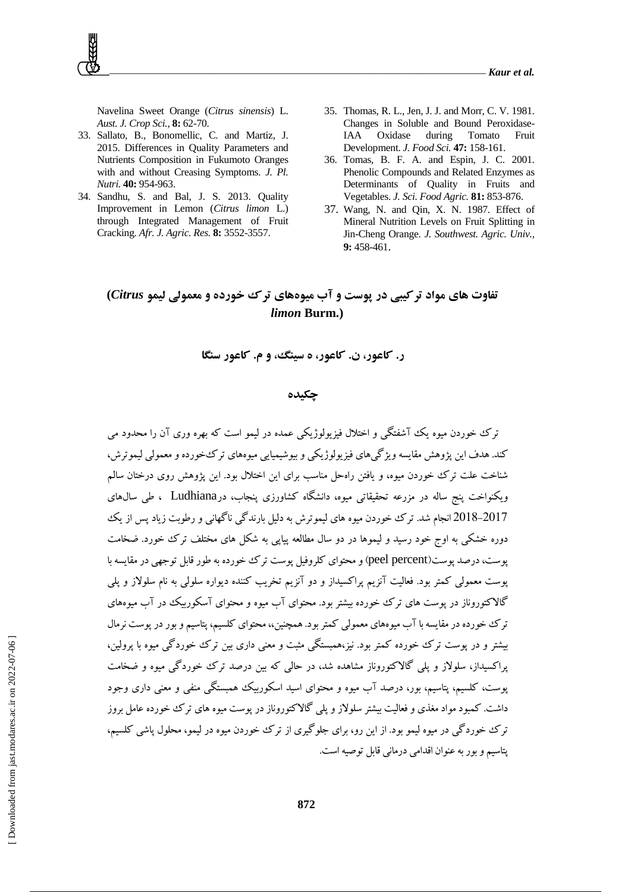Navelina Sweet Orange (*Citrus sinensis*) L. *Aust. J. Crop Sci.,* **8:** 62-70.

33. Sallato, B., Bonomellic, C. and Martiz, J. 2015. Differences in Quality Parameters and Nutrients Composition in Fukumoto Oranges with and without Creasing Symptoms. *J. Pl. Nutri.* **40:** 954-963.
34. Sandhu, S. and Bal, J. S. 2013. Quality Improvement in Lemon (*Citrus limon* L.) through Integrated Management of Fruit Cracking. *Afr. J. Agric. Res.* **8:** 3552-3557.
35. Thomas, R. L., Jen, J. J. and Morr, C. V. 1981. Changes in Soluble and Bound Peroxidase-IAA Oxidase during Tomato Fruit Development. *J. Food Sci.* **47:** 158-161.
36. Tomas, B. F. A. and Espin, J. C. 2001. Phenolic Compounds and Related Enzymes as Determinants of Quality in Fruits and Vegetables. *J. Sci. Food Agric.* **81:** 853-876.
37. Wang, N. and Qin, X. N. 1987. Effect of Mineral Nutrition Levels on Fruit Splitting in Jin-Cheng Orange. *J. Southwest. Agric. Univ.,* **9:** 458-461.

## تفاوت های مواد ترکیبی در پوست و آب میوه‌های ترک خورده و معمولی لیمو (*Citrus limon* Burm.)

**ر. کاعور، ن. کاعور، ه سینگ، و م. کاعور سنگا**

## چکیده

ترک خوردن میوه یک آشفتگی و اختلال فیزیولوژیکی عمده در لیمو است که بهره وری آن را محدود می کند. هدف این پژوهش مقایسه ویژگی‌های فیزیولوژیکی و بیوشیمیایی میوه‌های ترک‌خورده و معمولی لیموترش، شناخت علت ترک خوردن میوه، و یافتن راه‌حل مناسب برای این اختلال بود. این پژوهش روی درختان سالم ویکتواخت پنج ساله در مزرعه تحقیقاتی میوه، دانشگاه کشاورزی پنجاب، درLudhiana ، طی سال‌های 2018-2017 انجام شد. ترک خوردن میوه های لیموترش به دلیل بارندگی ناگهانی و رطوبت زیاد پس از یک دوره خشکی به اوج خود رسید و لیموها در دو سال مطالعه پیاپی به شکل های مختلف ترک خورد. ضخامت پوست، درصد پوست(peel percent) و محتوای کلروفیل پوست ترک خورده به طور قابل توجهی در مقایسه با پوست معمولی کمتر بود. فعالیت آنزیم پراکسیداز و دو آنزیم تخریب کننده دیواره سلولی به نام سلولاز و پلی گالاکتوروناز در پوست های ترک خورده بیشتر بود. محتوای آب میوه و محتوای آسکوربیک در آب میوه‌های ترک خورده در مقایسه با آب میوه‌های معمولی کمتر بود. همچنین،، محتوای کلسیم، پتاسیم و بور در پوست نرمال بیشتر و در پوست ترک خورده کمتر بود. نیز،همبستگی مثبت و معنی داری بین ترک خوردگی میوه با پرولین، پراکسیداز، سلولاز و پلی گالاکتوروناز مشاهده شد، در حالی که بین درصد ترک خوردگی میوه و ضخامت پوست، کلسیم، پتاسیم، بور، درصد آب میوه و محتوای اسید اسکوربیک همبستگی منفی و معنی داری وجود داشت. کمبود مواد مغذی و فعالیت بیشتر سلولاز و پلی گالاکتوروناز در پوست میوه های ترک خورده عامل بروز ترک خوردگی در میوه لیمو بود. از این رو، برای جلوگیری از ترک خوردن میوه در لیمو، محلول پاشی کلسیم، پتاسیم و بور به عنوان اقدامی درمانی قابل توصیه است.